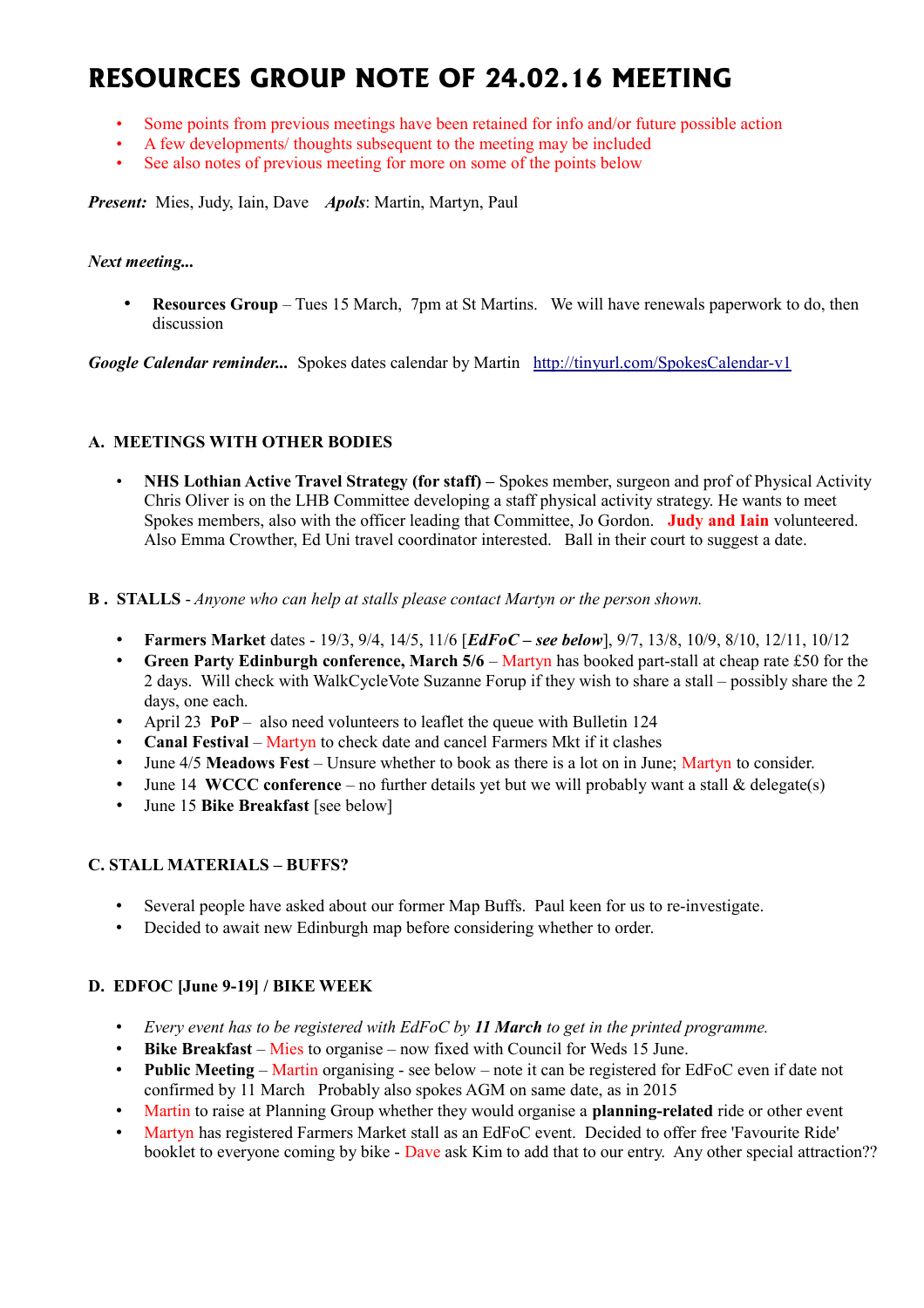# RESOURCES GROUP NOTE OF 24.02.16 MEETING

- Some points from previous meetings have been retained for info and/or future possible action
- A few developments/ thoughts subsequent to the meeting may be included
- See also notes of previous meeting for more on some of the points below

***Present:*** Mies, Judy, Iain, Dave ***Apols***: Martin, Martyn, Paul

***Next meeting...***

- **Resources Group** – Tues 15 March, 7pm at St Martins. We will have renewals paperwork to do, then discussion

***Google Calendar reminder...*** Spokes dates calendar by Martin http://tinyurl.com/SpokesCalendar-v1

### A. MEETINGS WITH OTHER BODIES

- **NHS Lothian Active Travel Strategy (for staff) –** Spokes member, surgeon and prof of Physical Activity Chris Oliver is on the LHB Committee developing a staff physical activity strategy. He wants to meet Spokes members, also with the officer leading that Committee, Jo Gordon. **Judy and Iain** volunteered. Also Emma Crowther, Ed Uni travel coordinator interested. Ball in their court to suggest a date.

### B . STALLS - *Anyone who can help at stalls please contact Martyn or the person shown.*

- **Farmers Market** dates - 19/3, 9/4, 14/5, 11/6 [***EdFoC – see below***], 9/7, 13/8, 10/9, 8/10, 12/11, 10/12
- **Green Party Edinburgh conference, March 5/6** – Martyn has booked part-stall at cheap rate £50 for the 2 days. Will check with WalkCycleVote Suzanne Forup if they wish to share a stall – possibly share the 2 days, one each.
- April 23 **PoP** – also need volunteers to leaflet the queue with Bulletin 124
- **Canal Festival** – Martyn to check date and cancel Farmers Mkt if it clashes
- June 4/5 **Meadows Fest** – Unsure whether to book as there is a lot on in June; Martyn to consider.
- June 14 **WCCC conference** – no further details yet but we will probably want a stall & delegate(s)
- June 15 **Bike Breakfast** [see below]

### C. STALL MATERIALS – BUFFS?

- Several people have asked about our former Map Buffs. Paul keen for us to re-investigate.
- Decided to await new Edinburgh map before considering whether to order.

### D. EDFOC [June 9-19] / BIKE WEEK

- *Every event has to be registered with EdFoC by* ***11 March*** *to get in the printed programme.*
- **Bike Breakfast** – Mies to organise – now fixed with Council for Weds 15 June.
- **Public Meeting** – Martin organising - see below – note it can be registered for EdFoC even if date not confirmed by 11 March Probably also spokes AGM on same date, as in 2015
- Martin to raise at Planning Group whether they would organise a **planning-related** ride or other event
- Martyn has registered Farmers Market stall as an EdFoC event. Decided to offer free 'Favourite Ride' booklet to everyone coming by bike - Dave ask Kim to add that to our entry. Any other special attraction??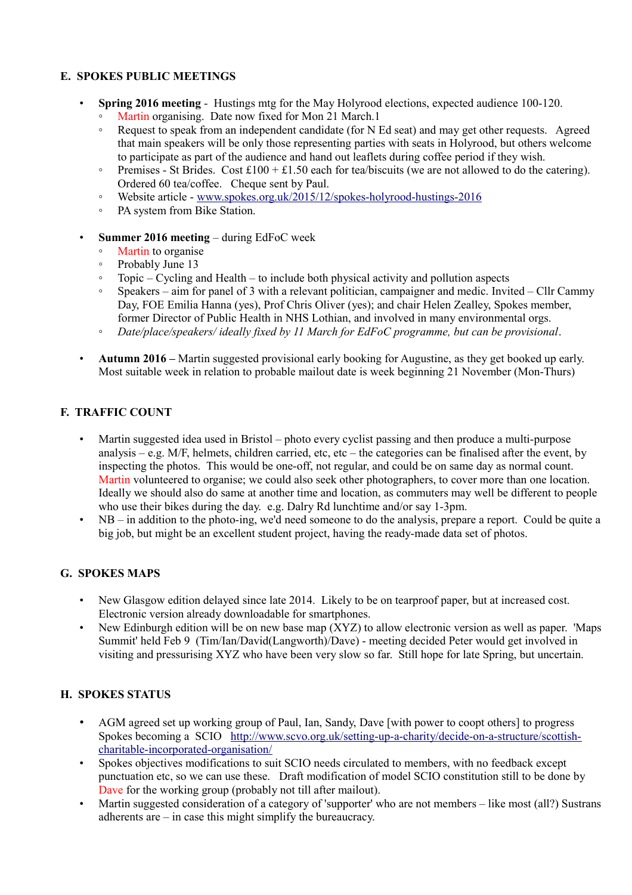## E. SPOKES PUBLIC MEETINGS

- **Spring 2016 meeting** - Hustings mtg for the May Holyrood elections, expected audience 100-120.
  - Martin organising. Date now fixed for Mon 21 March.1
  - Request to speak from an independent candidate (for N Ed seat) and may get other requests. Agreed that main speakers will be only those representing parties with seats in Holyrood, but others welcome to participate as part of the audience and hand out leaflets during coffee period if they wish.
  - Premises - St Brides. Cost £100 + £1.50 each for tea/biscuits (we are not allowed to do the catering). Ordered 60 tea/coffee. Cheque sent by Paul.
  - Website article - www.spokes.org.uk/2015/12/spokes-holyrood-hustings-2016
  - PA system from Bike Station.

- **Summer 2016 meeting** – during EdFoC week
  - Martin to organise
  - Probably June 13
  - Topic – Cycling and Health – to include both physical activity and pollution aspects
  - Speakers – aim for panel of 3 with a relevant politician, campaigner and medic. Invited – Cllr Cammy Day, FOE Emilia Hanna (yes), Prof Chris Oliver (yes); and chair Helen Zealley, Spokes member, former Director of Public Health in NHS Lothian, and involved in many environmental orgs.
  - *Date/place/speakers/ ideally fixed by 11 March for EdFoC programme, but can be provisional*.

- **Autumn 2016 –** Martin suggested provisional early booking for Augustine, as they get booked up early. Most suitable week in relation to probable mailout date is week beginning 21 November (Mon-Thurs)

## F. TRAFFIC COUNT

- Martin suggested idea used in Bristol – photo every cyclist passing and then produce a multi-purpose analysis – e.g. M/F, helmets, children carried, etc, etc – the categories can be finalised after the event, by inspecting the photos. This would be one-off, not regular, and could be on same day as normal count. Martin volunteered to organise; we could also seek other photographers, to cover more than one location. Ideally we should also do same at another time and location, as commuters may well be different to people who use their bikes during the day. e.g. Dalry Rd lunchtime and/or say 1-3pm.
- NB – in addition to the photo-ing, we'd need someone to do the analysis, prepare a report. Could be quite a big job, but might be an excellent student project, having the ready-made data set of photos.

## G. SPOKES MAPS

- New Glasgow edition delayed since late 2014. Likely to be on tearproof paper, but at increased cost. Electronic version already downloadable for smartphones.
- New Edinburgh edition will be on new base map (XYZ) to allow electronic version as well as paper. 'Maps Summit' held Feb 9 (Tim/Ian/David(Langworth)/Dave) - meeting decided Peter would get involved in visiting and pressurising XYZ who have been very slow so far. Still hope for late Spring, but uncertain.

## H. SPOKES STATUS

- AGM agreed set up working group of Paul, Ian, Sandy, Dave [with power to coopt others] to progress Spokes becoming a SCIO http://www.scvo.org.uk/setting-up-a-charity/decide-on-a-structure/scottish-charitable-incorporated-organisation/
- Spokes objectives modifications to suit SCIO needs circulated to members, with no feedback except punctuation etc, so we can use these. Draft modification of model SCIO constitution still to be done by Dave for the working group (probably not till after mailout).
- Martin suggested consideration of a category of 'supporter' who are not members – like most (all?) Sustrans adherents are – in case this might simplify the bureaucracy.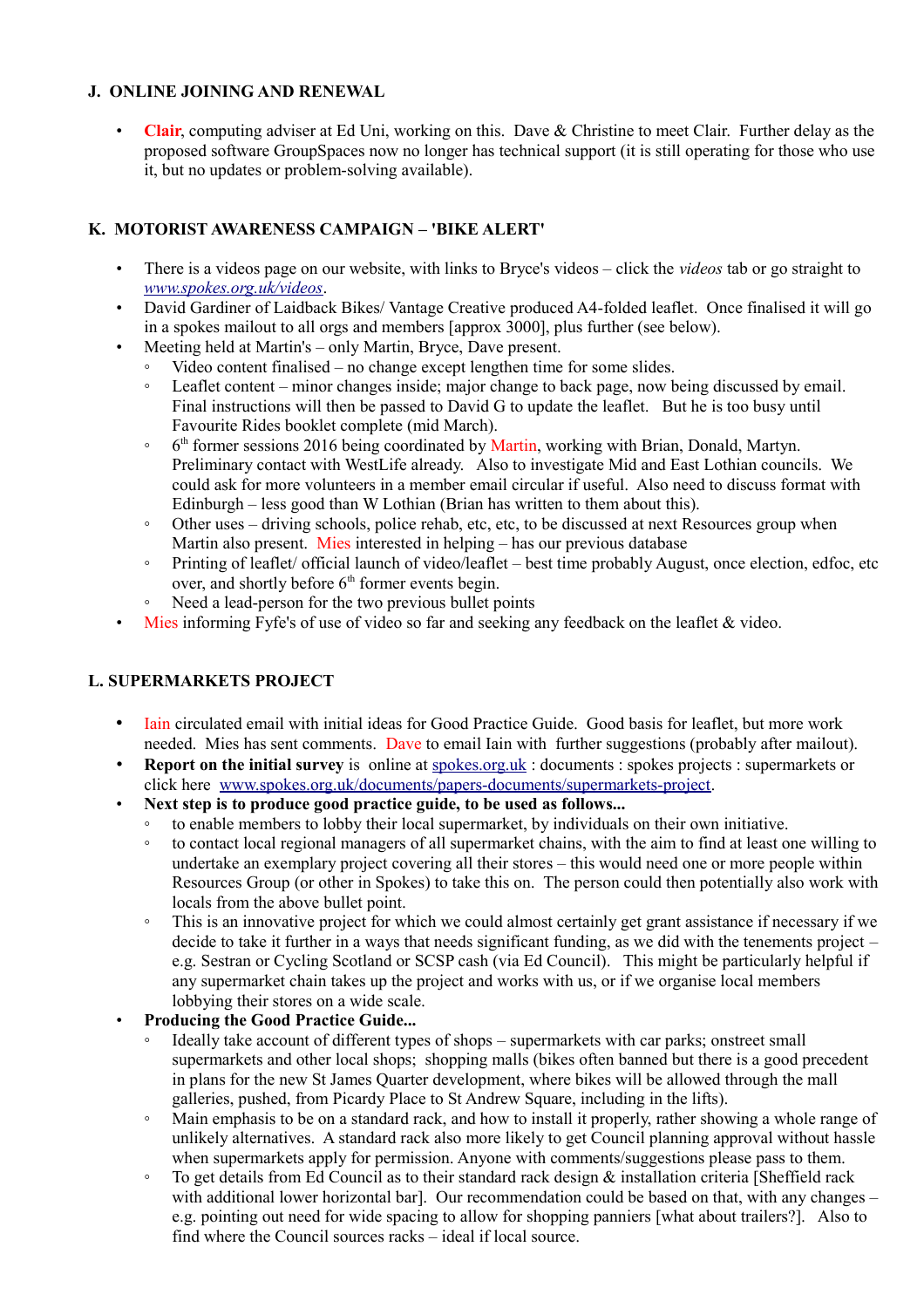### J. ONLINE JOINING AND RENEWAL

- **Clair**, computing adviser at Ed Uni, working on this. Dave & Christine to meet Clair. Further delay as the proposed software GroupSpaces now no longer has technical support (it is still operating for those who use it, but no updates or problem-solving available).

### K. MOTORIST AWARENESS CAMPAIGN – 'BIKE ALERT'

- There is a videos page on our website, with links to Bryce's videos – click the *videos* tab or go straight to *www.spokes.org.uk/videos*.
- David Gardiner of Laidback Bikes/ Vantage Creative produced A4-folded leaflet. Once finalised it will go in a spokes mailout to all orgs and members [approx 3000], plus further (see below).
- Meeting held at Martin's – only Martin, Bryce, Dave present.
  - Video content finalised – no change except lengthen time for some slides.
  - Leaflet content – minor changes inside; major change to back page, now being discussed by email. Final instructions will then be passed to David G to update the leaflet. But he is too busy until Favourite Rides booklet complete (mid March).
  - 6th former sessions 2016 being coordinated by Martin, working with Brian, Donald, Martyn. Preliminary contact with WestLife already. Also to investigate Mid and East Lothian councils. We could ask for more volunteers in a member email circular if useful. Also need to discuss format with Edinburgh – less good than W Lothian (Brian has written to them about this).
  - Other uses – driving schools, police rehab, etc, etc, to be discussed at next Resources group when Martin also present. Mies interested in helping – has our previous database
  - Printing of leaflet/ official launch of video/leaflet – best time probably August, once election, edfoc, etc over, and shortly before 6th former events begin.
  - Need a lead-person for the two previous bullet points
- Mies informing Fyfe's of use of video so far and seeking any feedback on the leaflet & video.

### L. SUPERMARKETS PROJECT

- Iain circulated email with initial ideas for Good Practice Guide. Good basis for leaflet, but more work needed. Mies has sent comments. Dave to email Iain with further suggestions (probably after mailout).
- **Report on the initial survey** is online at spokes.org.uk : documents : spokes projects : supermarkets or click here www.spokes.org.uk/documents/papers-documents/supermarkets-project.
- **Next step is to produce good practice guide, to be used as follows...**
  - to enable members to lobby their local supermarket, by individuals on their own initiative.
  - to contact local regional managers of all supermarket chains, with the aim to find at least one willing to undertake an exemplary project covering all their stores – this would need one or more people within Resources Group (or other in Spokes) to take this on. The person could then potentially also work with locals from the above bullet point.
  - This is an innovative project for which we could almost certainly get grant assistance if necessary if we decide to take it further in a ways that needs significant funding, as we did with the tenements project – e.g. Sestran or Cycling Scotland or SCSP cash (via Ed Council). This might be particularly helpful if any supermarket chain takes up the project and works with us, or if we organise local members lobbying their stores on a wide scale.
- **Producing the Good Practice Guide...**
  - Ideally take account of different types of shops – supermarkets with car parks; onstreet small supermarkets and other local shops; shopping malls (bikes often banned but there is a good precedent in plans for the new St James Quarter development, where bikes will be allowed through the mall galleries, pushed, from Picardy Place to St Andrew Square, including in the lifts).
  - Main emphasis to be on a standard rack, and how to install it properly, rather showing a whole range of unlikely alternatives. A standard rack also more likely to get Council planning approval without hassle when supermarkets apply for permission. Anyone with comments/suggestions please pass to them.
  - To get details from Ed Council as to their standard rack design & installation criteria [Sheffield rack with additional lower horizontal bar]. Our recommendation could be based on that, with any changes – e.g. pointing out need for wide spacing to allow for shopping panniers [what about trailers?]. Also to find where the Council sources racks – ideal if local source.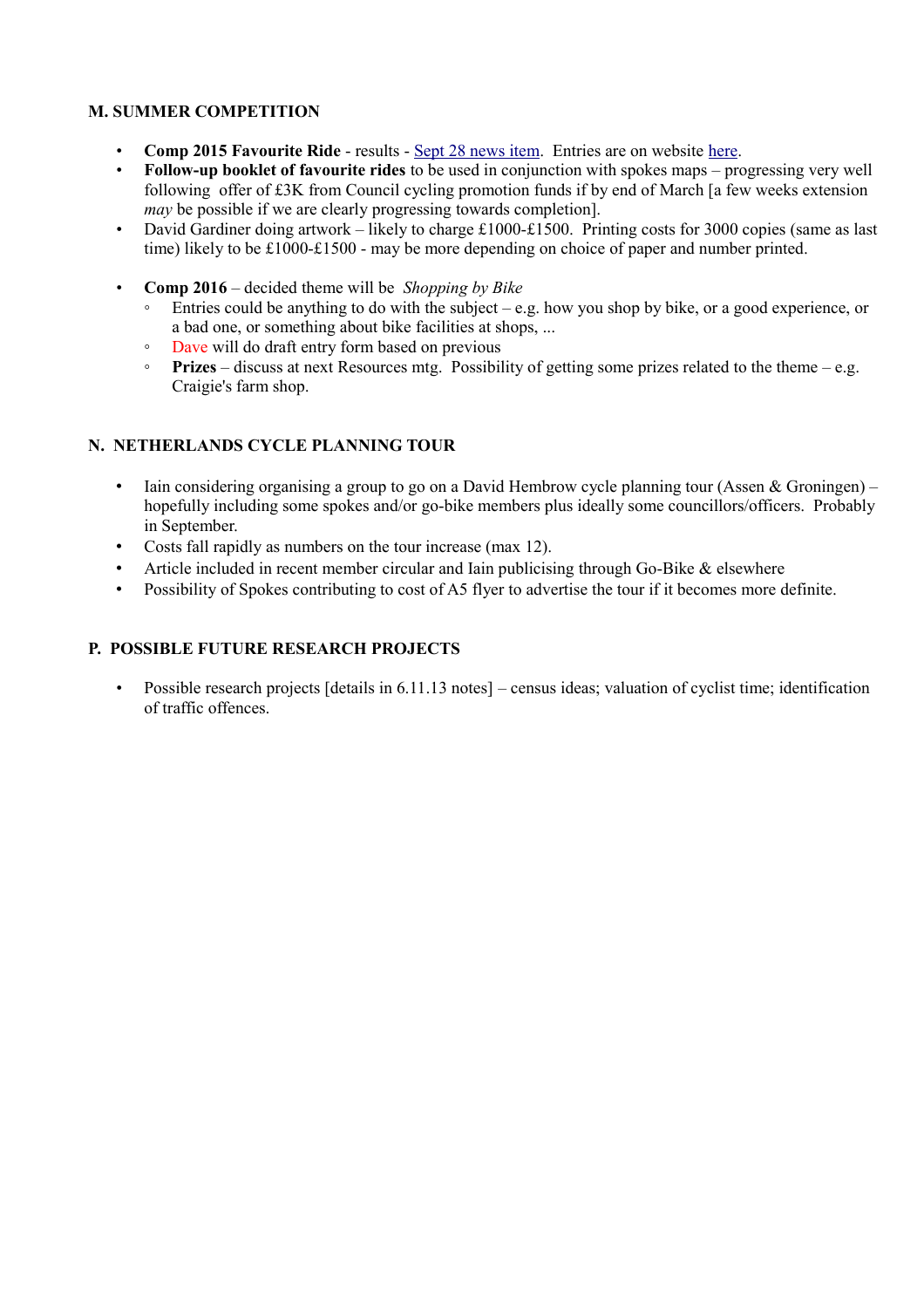## M. SUMMER COMPETITION

- **Comp 2015 Favourite Ride** - results - Sept 28 news item. Entries are on website here.
- **Follow-up booklet of favourite rides** to be used in conjunction with spokes maps – progressing very well following offer of £3K from Council cycling promotion funds if by end of March [a few weeks extension *may* be possible if we are clearly progressing towards completion].
- David Gardiner doing artwork – likely to charge £1000-£1500. Printing costs for 3000 copies (same as last time) likely to be £1000-£1500 - may be more depending on choice of paper and number printed.

- **Comp 2016** – decided theme will be *Shopping by Bike*
  - Entries could be anything to do with the subject – e.g. how you shop by bike, or a good experience, or a bad one, or something about bike facilities at shops, ...
  - Dave will do draft entry form based on previous
  - **Prizes** – discuss at next Resources mtg. Possibility of getting some prizes related to the theme – e.g. Craigie's farm shop.

## N. NETHERLANDS CYCLE PLANNING TOUR

- Iain considering organising a group to go on a David Hembrow cycle planning tour (Assen & Groningen) – hopefully including some spokes and/or go-bike members plus ideally some councillors/officers. Probably in September.
- Costs fall rapidly as numbers on the tour increase (max 12).
- Article included in recent member circular and Iain publicising through Go-Bike & elsewhere
- Possibility of Spokes contributing to cost of A5 flyer to advertise the tour if it becomes more definite.

## P. POSSIBLE FUTURE RESEARCH PROJECTS

- Possible research projects [details in 6.11.13 notes] – census ideas; valuation of cyclist time; identification of traffic offences.